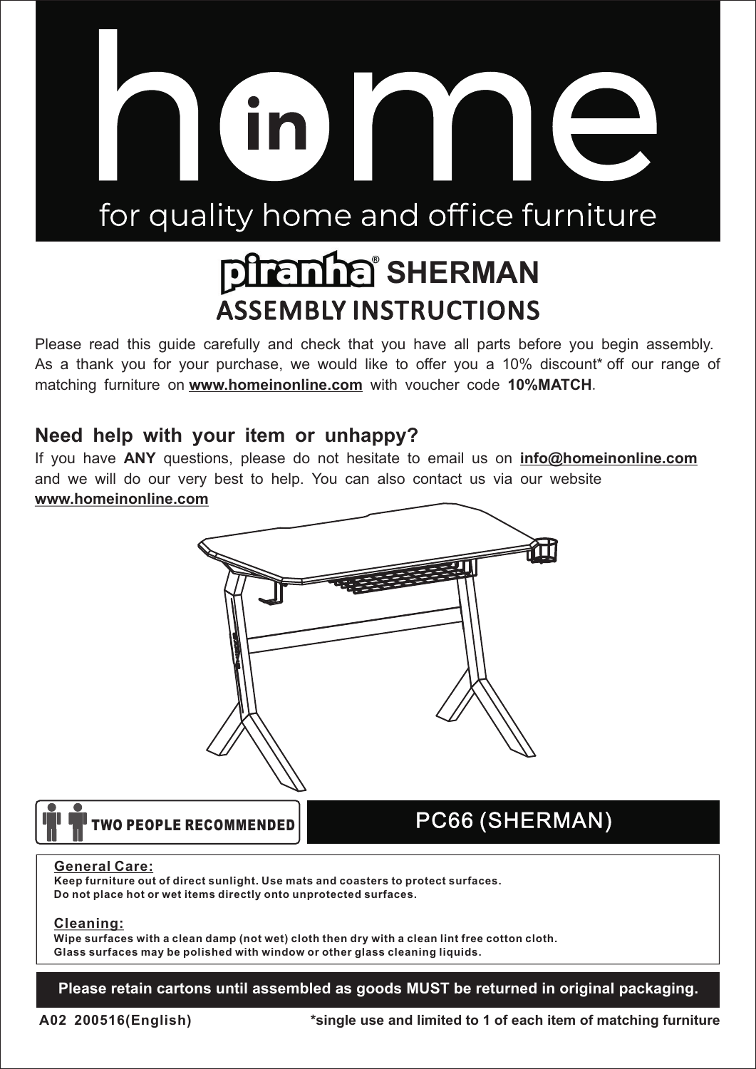# home

for quality home and office furniture

## piranha® SHERMAN

## ASSEMBLY INSTRUCTIONS

Please read this guide carefully and check that you have all parts before you begin assembly. As a thank you for your purchase, we would like to offer you a 10% discount* off our range of matching furniture on **www.homeinonline.com** with voucher code **10%MATCH**.

### Need help with your item or unhappy?

If you have **ANY** questions, please do not hesitate to email us on **info@homeinonline.com** and we will do our very best to help. You can also contact us via our website **www.homeinonline.com**

TWO PEOPLE RECOMMENDED

PC66 (SHERMAN)

**General Care:**
Keep furniture out of direct sunlight. Use mats and coasters to protect surfaces.
Do not place hot or wet items directly onto unprotected surfaces.

**Cleaning:**
Wipe surfaces with a clean damp (not wet) cloth then dry with a clean lint free cotton cloth.
Glass surfaces may be polished with window or other glass cleaning liquids.

**Please retain cartons until assembled as goods MUST be returned in original packaging.**

A02 200516(English)

*single use and limited to 1 of each item of matching furniture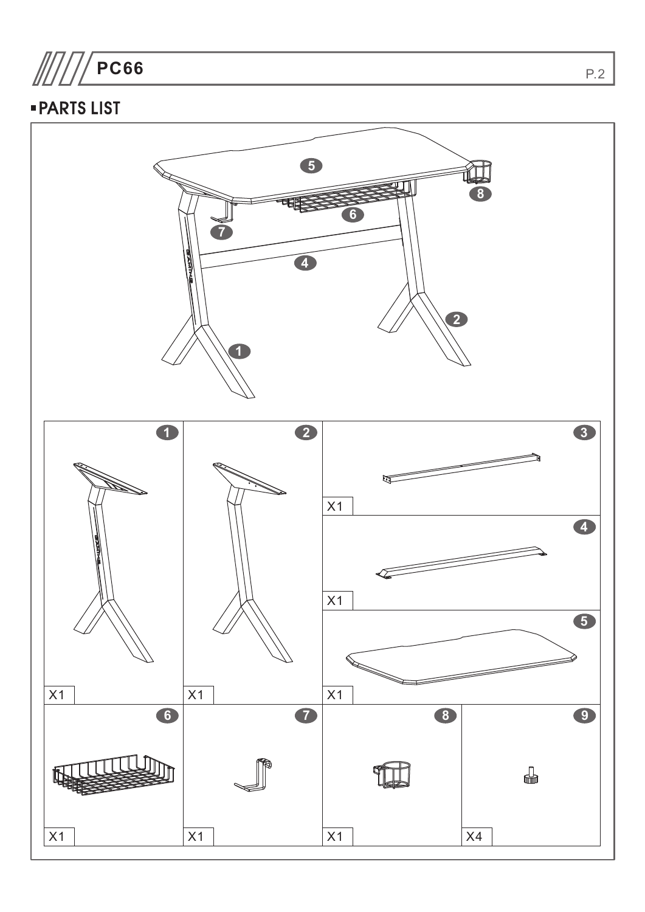## PARTS LIST

| Part | Qty |
|---|---|
| 1 | X1 |
| 2 | X1 |
| 3 | X1 |
| 4 | X1 |
| 5 | X1 |
| 6 | X1 |
| 7 | X1 |
| 8 | X1 |
| 9 | X4 |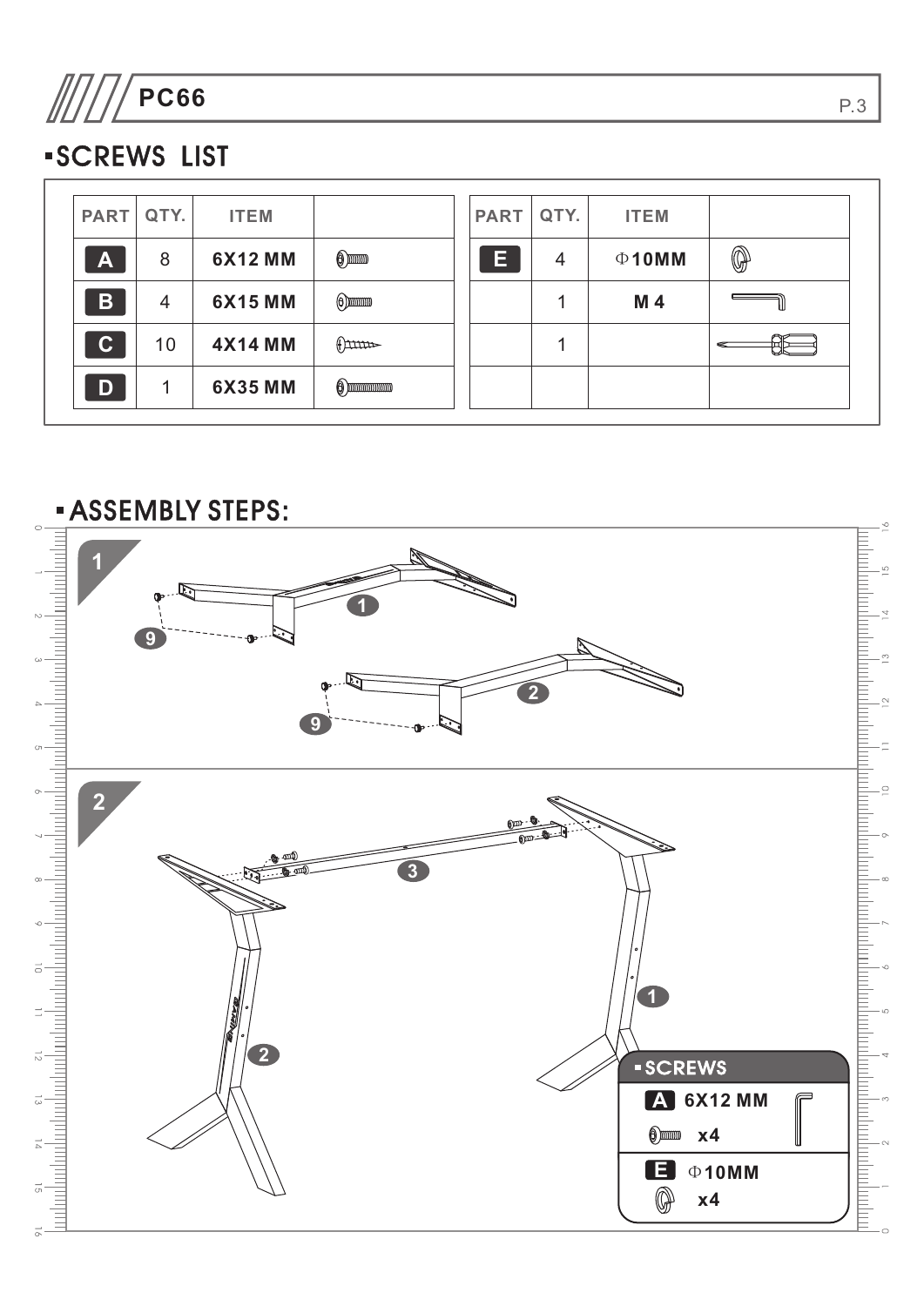## SCREWS LIST

| PART | QTY. | ITEM | |
|---|---|---|---|
| A | 8 | 6X12 MM | |
| B | 4 | 6X15 MM | |
| C | 10 | 4X14 MM | |
| D | 1 | 6X35 MM | |

| PART | QTY. | ITEM | |
|---|---|---|---|
| E | 4 | Φ10MM | |
| | 1 | M 4 | |
| | 1 | | |

## ASSEMBLY STEPS:

1

1

9

2

9

2

3

1

2

**SCREWS**

**A** 6X12 MM

x4

**E** Φ10MM

x4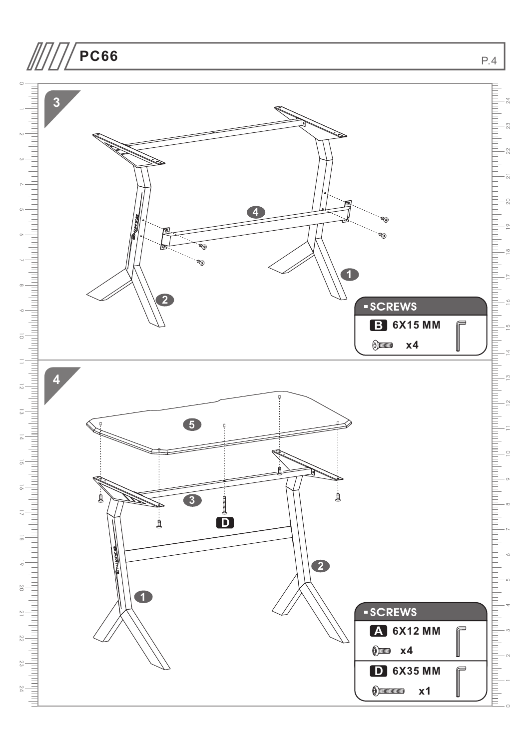## 3

4

1

2

**SCREWS**

| | |
|---|---|
| **B** 6X15 MM | |
| x4 | |

## 4

5

3

D

2

1

**SCREWS**

| | |
|---|---|
| **A** 6X12 MM | |
| x4 | |
| **D** 6X35 MM | |
| x1 | |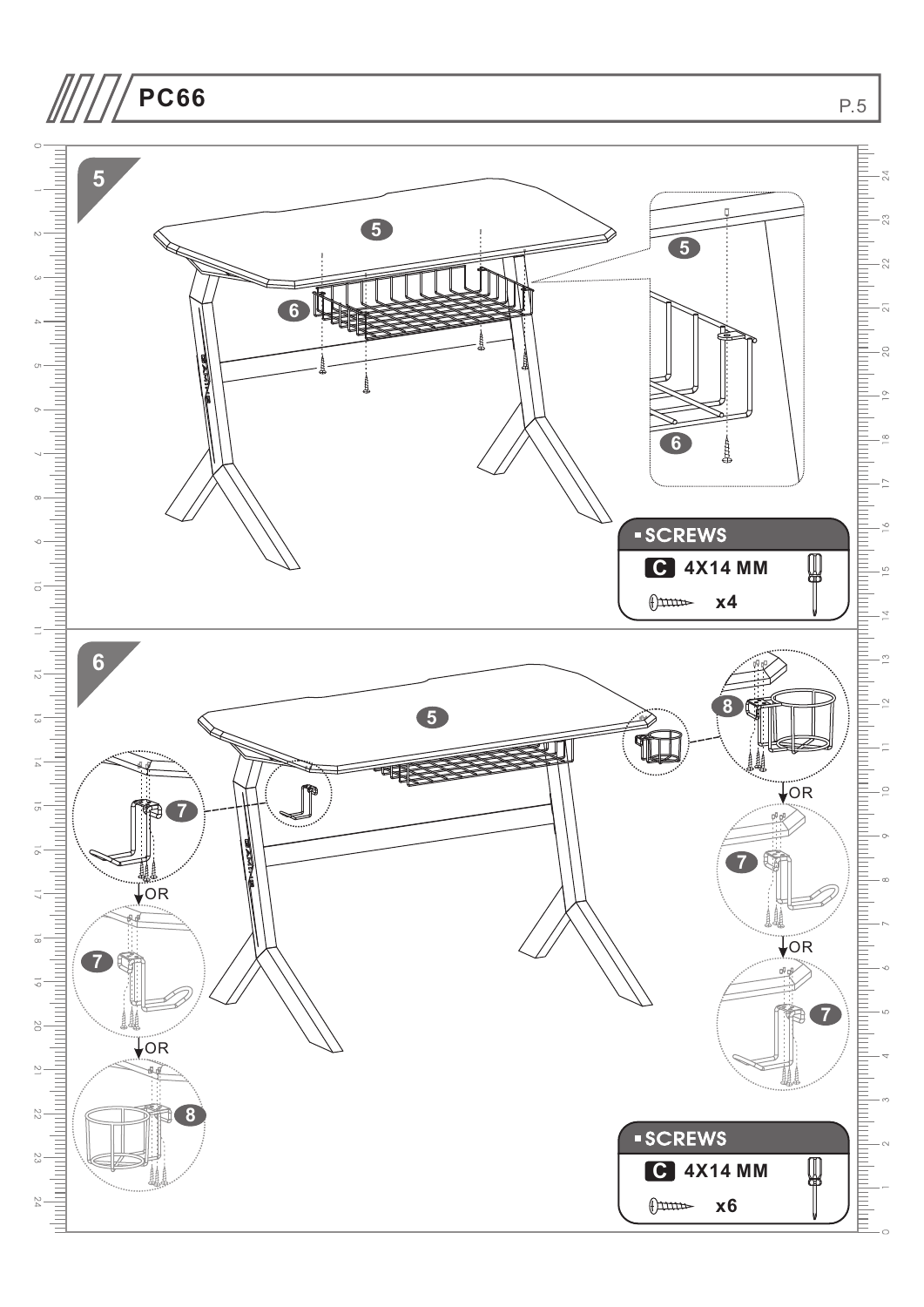## 5

▪ SCREWS

C 4X14 MM

x4

## 6

OR

OR

OR

OR

▪ SCREWS

C 4X14 MM

x6